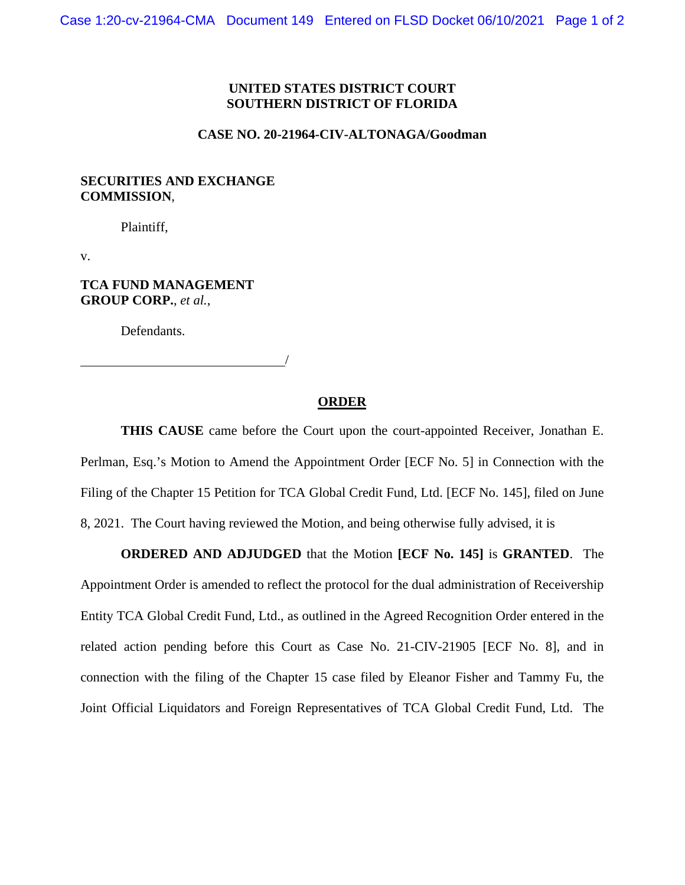**UNITED STATES DISTRICT COURT**
**SOUTHERN DISTRICT OF FLORIDA**

**CASE NO. 20-21964-CIV-ALTONAGA/Goodman**

**SECURITIES AND EXCHANGE COMMISSION**,

Plaintiff,

v.

**TCA FUND MANAGEMENT GROUP CORP.**, *et al.*,

Defendants.

______________________________/

## ORDER

**THIS CAUSE** came before the Court upon the court-appointed Receiver, Jonathan E. Perlman, Esq.'s Motion to Amend the Appointment Order [ECF No. 5] in Connection with the Filing of the Chapter 15 Petition for TCA Global Credit Fund, Ltd. [ECF No. 145], filed on June 8, 2021. The Court having reviewed the Motion, and being otherwise fully advised, it is

**ORDERED AND ADJUDGED** that the Motion **[ECF No. 145]** is **GRANTED**. The Appointment Order is amended to reflect the protocol for the dual administration of Receivership Entity TCA Global Credit Fund, Ltd., as outlined in the Agreed Recognition Order entered in the related action pending before this Court as Case No. 21-CIV-21905 [ECF No. 8], and in connection with the filing of the Chapter 15 case filed by Eleanor Fisher and Tammy Fu, the Joint Official Liquidators and Foreign Representatives of TCA Global Credit Fund, Ltd. The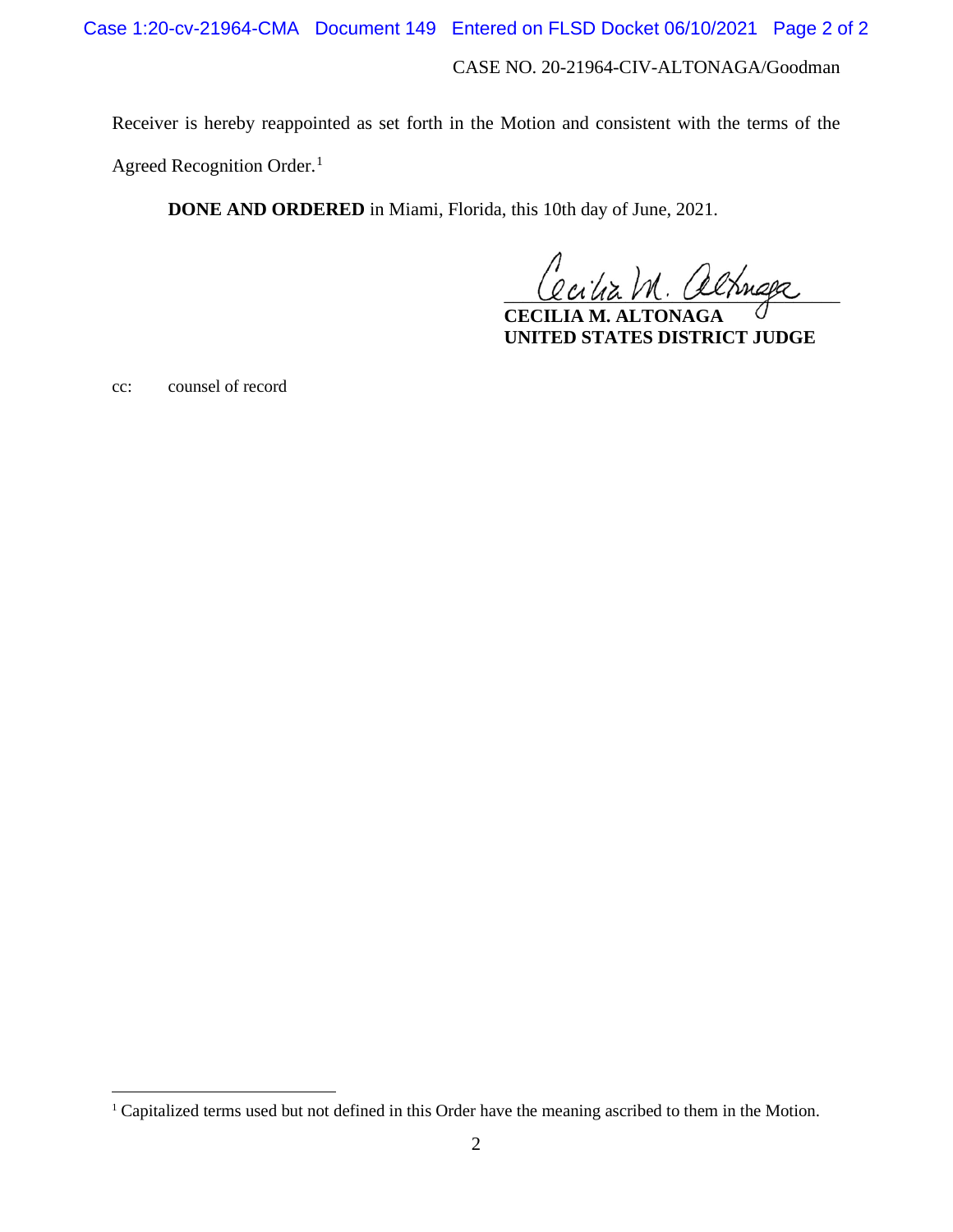Receiver is hereby reappointed as set forth in the Motion and consistent with the terms of the Agreed Recognition Order.[1]

**DONE AND ORDERED** in Miami, Florida, this 10th day of June, 2021.

**CECILIA M. ALTONAGA**
**UNITED STATES DISTRICT JUDGE**

cc: counsel of record

---

[1] Capitalized terms used but not defined in this Order have the meaning ascribed to them in the Motion.